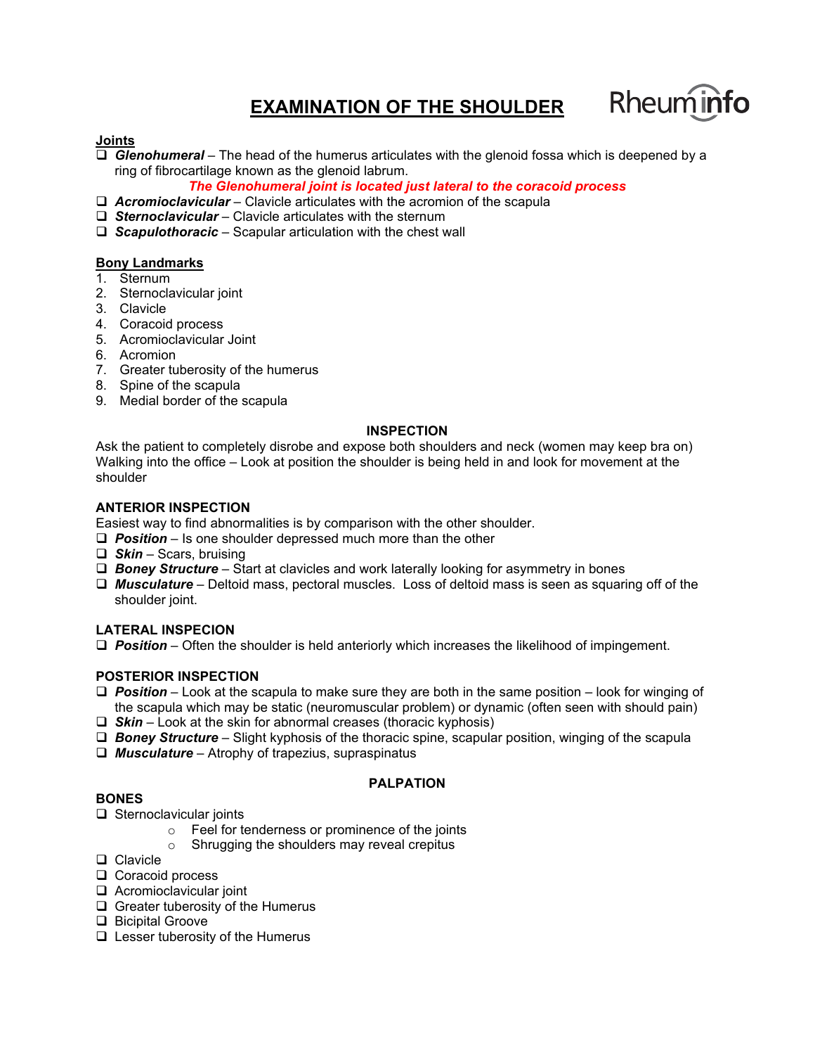# EXAMINATION OF THE SHOULDER

Rheuminfo

## Joints

- ❑ ***Glenohumeral*** – The head of the humerus articulates with the glenoid fossa which is deepened by a ring of fibrocartilage known as the glenoid labrum.

  ***The Glenohumeral joint is located just lateral to the coracoid process***

- ❑ ***Acromioclavicular*** – Clavicle articulates with the acromion of the scapula
- ❑ ***Sternoclavicular*** – Clavicle articulates with the sternum
- ❑ ***Scapulothoracic*** – Scapular articulation with the chest wall

## Bony Landmarks

1. Sternum
2. Sternoclavicular joint
3. Clavicle
4. Coracoid process
5. Acromioclavicular Joint
6. Acromion
7. Greater tuberosity of the humerus
8. Spine of the scapula
9. Medial border of the scapula

## INSPECTION

Ask the patient to completely disrobe and expose both shoulders and neck (women may keep bra on)
Walking into the office – Look at position the shoulder is being held in and look for movement at the shoulder

### ANTERIOR INSPECTION

Easiest way to find abnormalities is by comparison with the other shoulder.

- ❑ ***Position*** – Is one shoulder depressed much more than the other
- ❑ ***Skin*** – Scars, bruising
- ❑ ***Boney Structure*** – Start at clavicles and work laterally looking for asymmetry in bones
- ❑ ***Musculature*** – Deltoid mass, pectoral muscles. Loss of deltoid mass is seen as squaring off of the shoulder joint.

### LATERAL INSPECION

- ❑ ***Position*** – Often the shoulder is held anteriorly which increases the likelihood of impingement.

### POSTERIOR INSPECTION

- ❑ ***Position*** – Look at the scapula to make sure they are both in the same position – look for winging of the scapula which may be static (neuromuscular problem) or dynamic (often seen with should pain)
- ❑ ***Skin*** – Look at the skin for abnormal creases (thoracic kyphosis)
- ❑ ***Boney Structure*** – Slight kyphosis of the thoracic spine, scapular position, winging of the scapula
- ❑ ***Musculature*** – Atrophy of trapezius, supraspinatus

## PALPATION

### BONES

- ❑ Sternoclavicular joints
  - Feel for tenderness or prominence of the joints
  - Shrugging the shoulders may reveal crepitus
- ❑ Clavicle
- ❑ Coracoid process
- ❑ Acromioclavicular joint
- ❑ Greater tuberosity of the Humerus
- ❑ Bicipital Groove
- ❑ Lesser tuberosity of the Humerus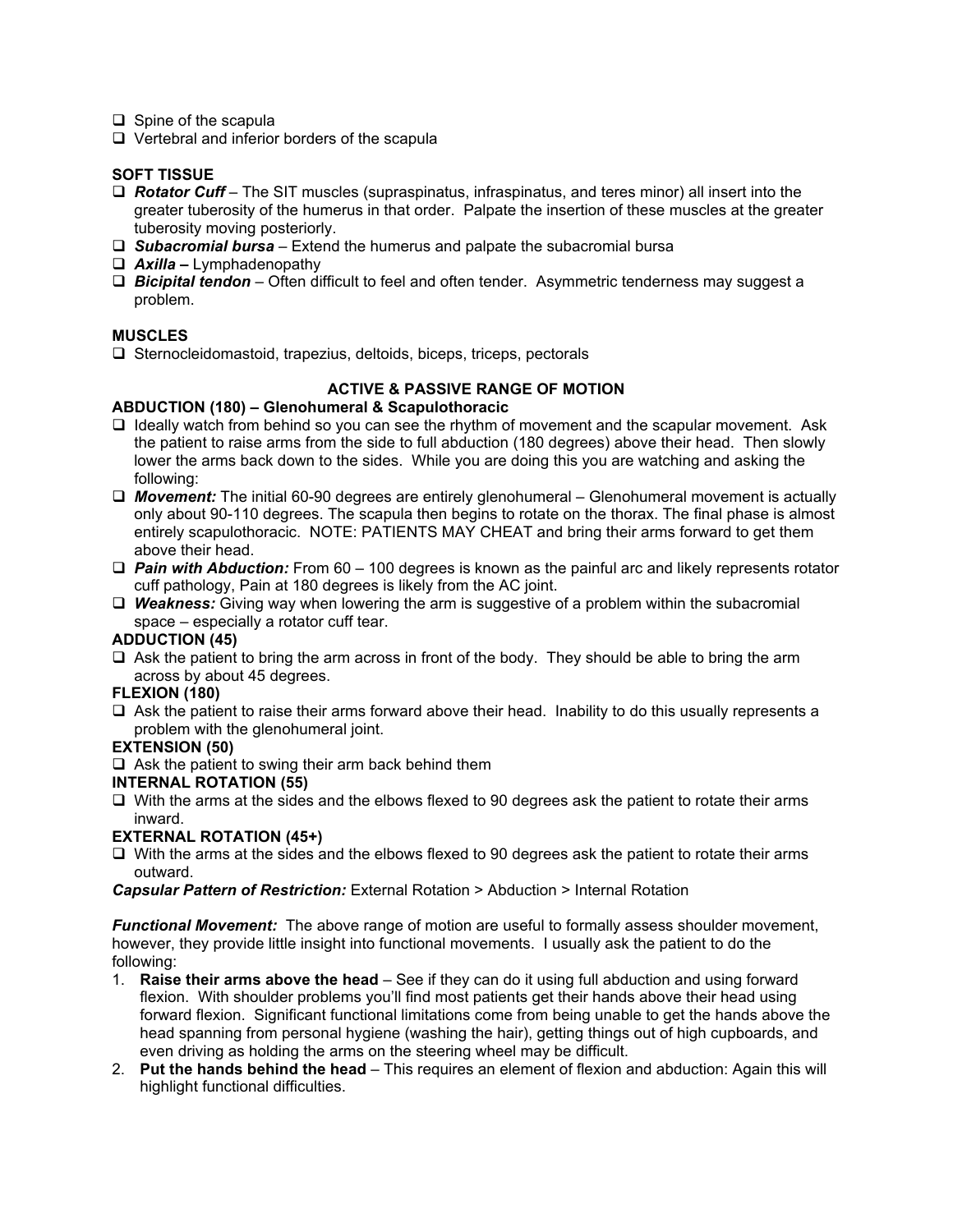- ❑ Spine of the scapula
- ❑ Vertebral and inferior borders of the scapula

**SOFT TISSUE**

- ❑ ***Rotator Cuff*** – The SIT muscles (supraspinatus, infraspinatus, and teres minor) all insert into the greater tuberosity of the humerus in that order. Palpate the insertion of these muscles at the greater tuberosity moving posteriorly.
- ❑ ***Subacromial bursa*** – Extend the humerus and palpate the subacromial bursa
- ❑ ***Axilla*** **–** Lymphadenopathy
- ❑ ***Bicipital tendon*** – Often difficult to feel and often tender. Asymmetric tenderness may suggest a problem.

**MUSCLES**

- ❑ Sternocleidomastoid, trapezius, deltoids, biceps, triceps, pectorals

## ACTIVE & PASSIVE RANGE OF MOTION

**ABDUCTION (180) – Glenohumeral & Scapulothoracic**

- ❑ Ideally watch from behind so you can see the rhythm of movement and the scapular movement. Ask the patient to raise arms from the side to full abduction (180 degrees) above their head. Then slowly lower the arms back down to the sides. While you are doing this you are watching and asking the following:
- ❑ ***Movement:*** The initial 60-90 degrees are entirely glenohumeral – Glenohumeral movement is actually only about 90-110 degrees. The scapula then begins to rotate on the thorax. The final phase is almost entirely scapulothoracic. NOTE: PATIENTS MAY CHEAT and bring their arms forward to get them above their head.
- ❑ ***Pain with Abduction:*** From 60 – 100 degrees is known as the painful arc and likely represents rotator cuff pathology, Pain at 180 degrees is likely from the AC joint.
- ❑ ***Weakness:*** Giving way when lowering the arm is suggestive of a problem within the subacromial space – especially a rotator cuff tear.

**ADDUCTION (45)**

- ❑ Ask the patient to bring the arm across in front of the body. They should be able to bring the arm across by about 45 degrees.

**FLEXION (180)**

- ❑ Ask the patient to raise their arms forward above their head. Inability to do this usually represents a problem with the glenohumeral joint.

**EXTENSION (50)**

- ❑ Ask the patient to swing their arm back behind them

**INTERNAL ROTATION (55)**

- ❑ With the arms at the sides and the elbows flexed to 90 degrees ask the patient to rotate their arms inward.

**EXTERNAL ROTATION (45+)**

- ❑ With the arms at the sides and the elbows flexed to 90 degrees ask the patient to rotate their arms outward.

***Capsular Pattern of Restriction:*** External Rotation > Abduction > Internal Rotation

***Functional Movement:*** The above range of motion are useful to formally assess shoulder movement, however, they provide little insight into functional movements. I usually ask the patient to do the following:

1. **Raise their arms above the head** – See if they can do it using full abduction and using forward flexion. With shoulder problems you'll find most patients get their hands above their head using forward flexion. Significant functional limitations come from being unable to get the hands above the head spanning from personal hygiene (washing the hair), getting things out of high cupboards, and even driving as holding the arms on the steering wheel may be difficult.
2. **Put the hands behind the head** – This requires an element of flexion and abduction: Again this will highlight functional difficulties.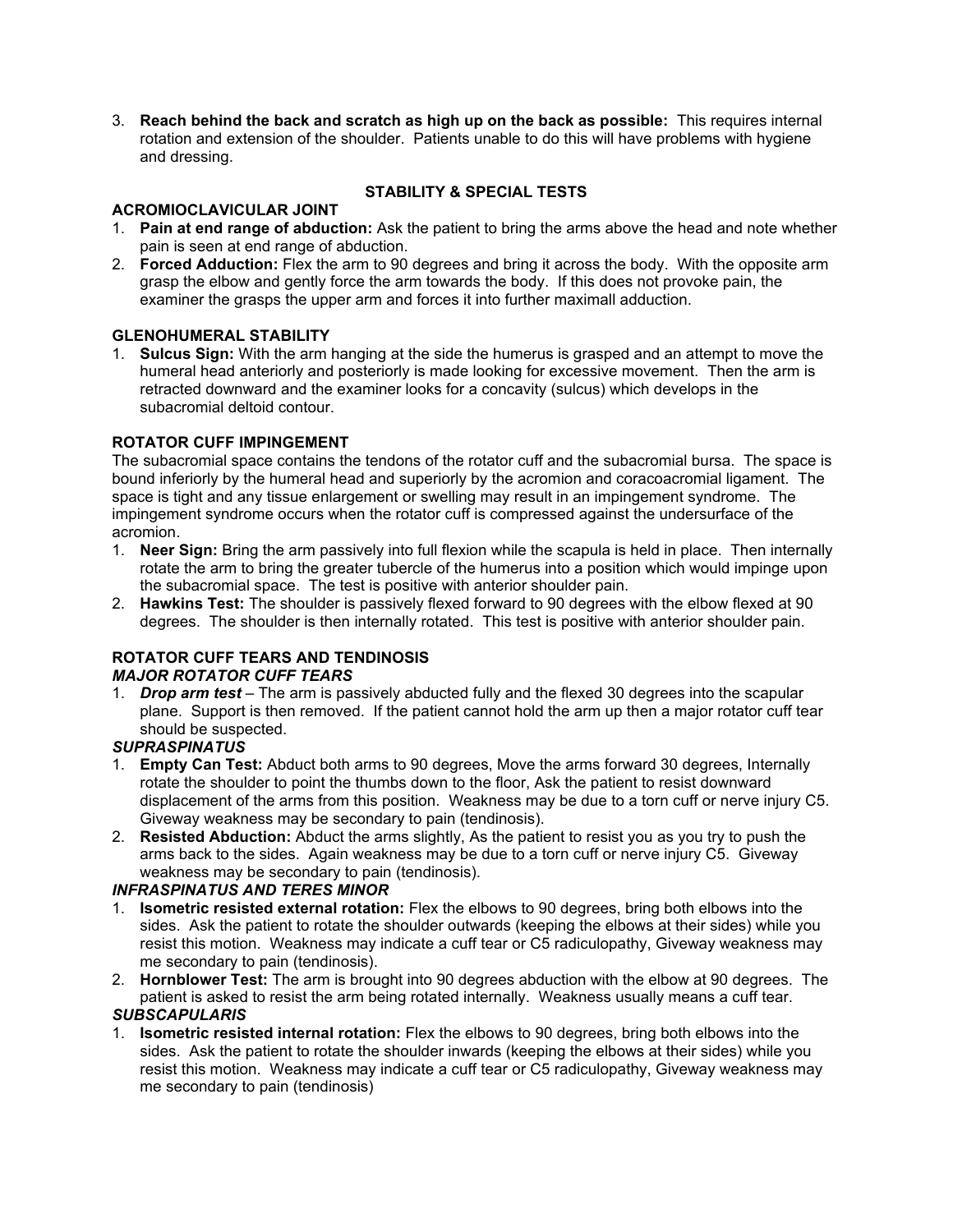3. **Reach behind the back and scratch as high up on the back as possible:** This requires internal rotation and extension of the shoulder. Patients unable to do this will have problems with hygiene and dressing.

## STABILITY & SPECIAL TESTS

### ACROMIOCLAVICULAR JOINT

1. **Pain at end range of abduction:** Ask the patient to bring the arms above the head and note whether pain is seen at end range of abduction.
2. **Forced Adduction:** Flex the arm to 90 degrees and bring it across the body. With the opposite arm grasp the elbow and gently force the arm towards the body. If this does not provoke pain, the examiner the grasps the upper arm and forces it into further maximall adduction.

### GLENOHUMERAL STABILITY

1. **Sulcus Sign:** With the arm hanging at the side the humerus is grasped and an attempt to move the humeral head anteriorly and posteriorly is made looking for excessive movement. Then the arm is retracted downward and the examiner looks for a concavity (sulcus) which develops in the subacromial deltoid contour.

### ROTATOR CUFF IMPINGEMENT

The subacromial space contains the tendons of the rotator cuff and the subacromial bursa. The space is bound inferiorly by the humeral head and superiorly by the acromion and coracoacromial ligament. The space is tight and any tissue enlargement or swelling may result in an impingement syndrome. The impingement syndrome occurs when the rotator cuff is compressed against the undersurface of the acromion.

1. **Neer Sign:** Bring the arm passively into full flexion while the scapula is held in place. Then internally rotate the arm to bring the greater tubercle of the humerus into a position which would impinge upon the subacromial space. The test is positive with anterior shoulder pain.
2. **Hawkins Test:** The shoulder is passively flexed forward to 90 degrees with the elbow flexed at 90 degrees. The shoulder is then internally rotated. This test is positive with anterior shoulder pain.

### ROTATOR CUFF TEARS AND TENDINOSIS

#### *MAJOR ROTATOR CUFF TEARS*

1. ***Drop arm test*** – The arm is passively abducted fully and the flexed 30 degrees into the scapular plane. Support is then removed. If the patient cannot hold the arm up then a major rotator cuff tear should be suspected.

#### *SUPRASPINATUS*

1. **Empty Can Test:** Abduct both arms to 90 degrees, Move the arms forward 30 degrees, Internally rotate the shoulder to point the thumbs down to the floor, Ask the patient to resist downward displacement of the arms from this position. Weakness may be due to a torn cuff or nerve injury C5. Giveway weakness may be secondary to pain (tendinosis).
2. **Resisted Abduction:** Abduct the arms slightly, As the patient to resist you as you try to push the arms back to the sides. Again weakness may be due to a torn cuff or nerve injury C5. Giveway weakness may be secondary to pain (tendinosis).

#### *INFRASPINATUS AND TERES MINOR*

1. **Isometric resisted external rotation:** Flex the elbows to 90 degrees, bring both elbows into the sides. Ask the patient to rotate the shoulder outwards (keeping the elbows at their sides) while you resist this motion. Weakness may indicate a cuff tear or C5 radiculopathy, Giveway weakness may me secondary to pain (tendinosis).
2. **Hornblower Test:** The arm is brought into 90 degrees abduction with the elbow at 90 degrees. The patient is asked to resist the arm being rotated internally. Weakness usually means a cuff tear.

#### *SUBSCAPULARIS*

1. **Isometric resisted internal rotation:** Flex the elbows to 90 degrees, bring both elbows into the sides. Ask the patient to rotate the shoulder inwards (keeping the elbows at their sides) while you resist this motion. Weakness may indicate a cuff tear or C5 radiculopathy, Giveway weakness may me secondary to pain (tendinosis)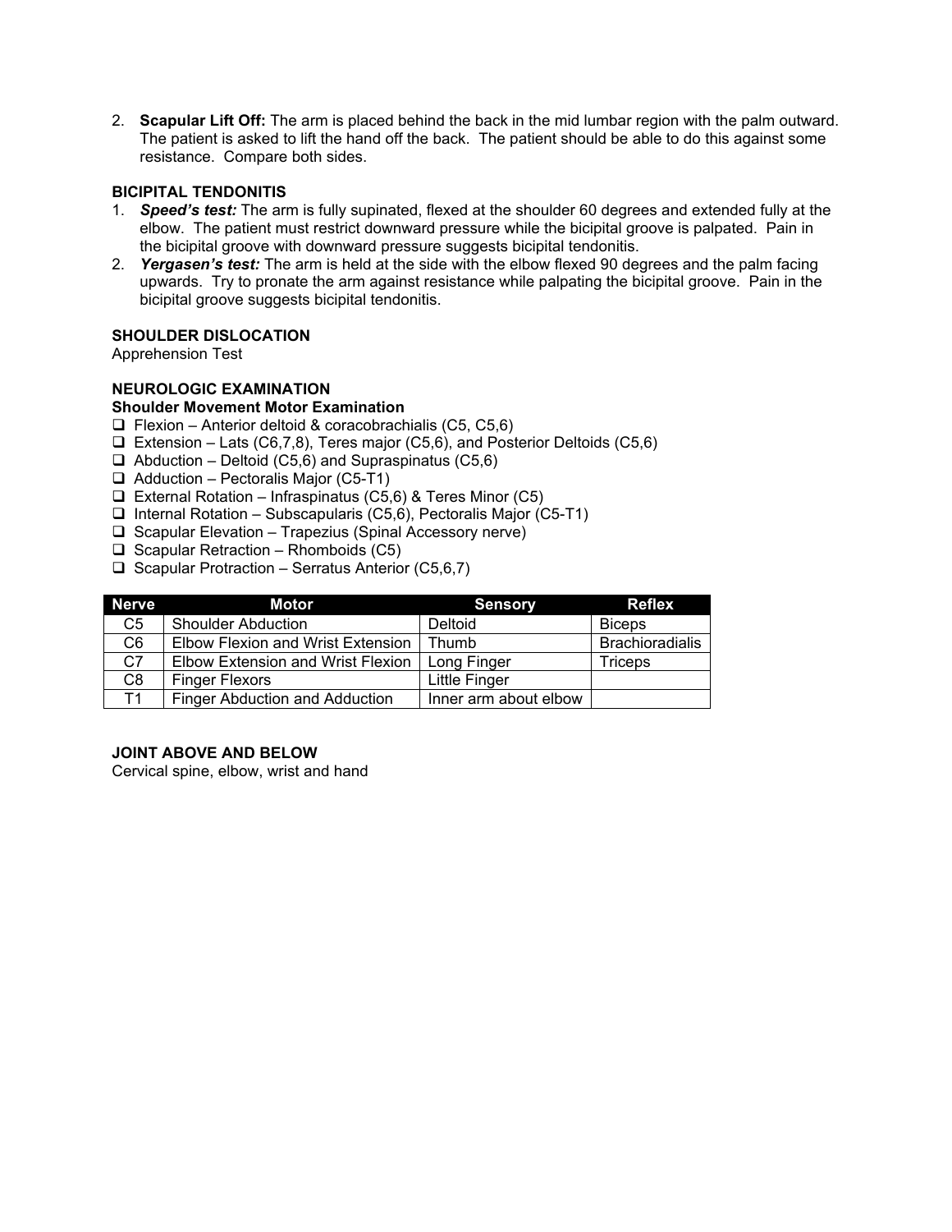2. **Scapular Lift Off:** The arm is placed behind the back in the mid lumbar region with the palm outward. The patient is asked to lift the hand off the back. The patient should be able to do this against some resistance. Compare both sides.

**BICIPITAL TENDONITIS**

1. ***Speed's test:*** The arm is fully supinated, flexed at the shoulder 60 degrees and extended fully at the elbow. The patient must restrict downward pressure while the bicipital groove is palpated. Pain in the bicipital groove with downward pressure suggests bicipital tendonitis.
2. ***Yergasen's test:*** The arm is held at the side with the elbow flexed 90 degrees and the palm facing upwards. Try to pronate the arm against resistance while palpating the bicipital groove. Pain in the bicipital groove suggests bicipital tendonitis.

**SHOULDER DISLOCATION**

Apprehension Test

**NEUROLOGIC EXAMINATION**

**Shoulder Movement Motor Examination**

- ☐ Flexion – Anterior deltoid & coracobrachialis (C5, C5,6)
- ☐ Extension – Lats (C6,7,8), Teres major (C5,6), and Posterior Deltoids (C5,6)
- ☐ Abduction – Deltoid (C5,6) and Supraspinatus (C5,6)
- ☐ Adduction – Pectoralis Major (C5-T1)
- ☐ External Rotation – Infraspinatus (C5,6) & Teres Minor (C5)
- ☐ Internal Rotation – Subscapularis (C5,6), Pectoralis Major (C5-T1)
- ☐ Scapular Elevation – Trapezius (Spinal Accessory nerve)
- ☐ Scapular Retraction – Rhomboids (C5)
- ☐ Scapular Protraction – Serratus Anterior (C5,6,7)

| Nerve | Motor | Sensory | Reflex |
|---|---|---|---|
| C5 | Shoulder Abduction | Deltoid | Biceps |
| C6 | Elbow Flexion and Wrist Extension | Thumb | Brachioradialis |
| C7 | Elbow Extension and Wrist Flexion | Long Finger | Triceps |
| C8 | Finger Flexors | Little Finger | |
| T1 | Finger Abduction and Adduction | Inner arm about elbow | |

**JOINT ABOVE AND BELOW**

Cervical spine, elbow, wrist and hand